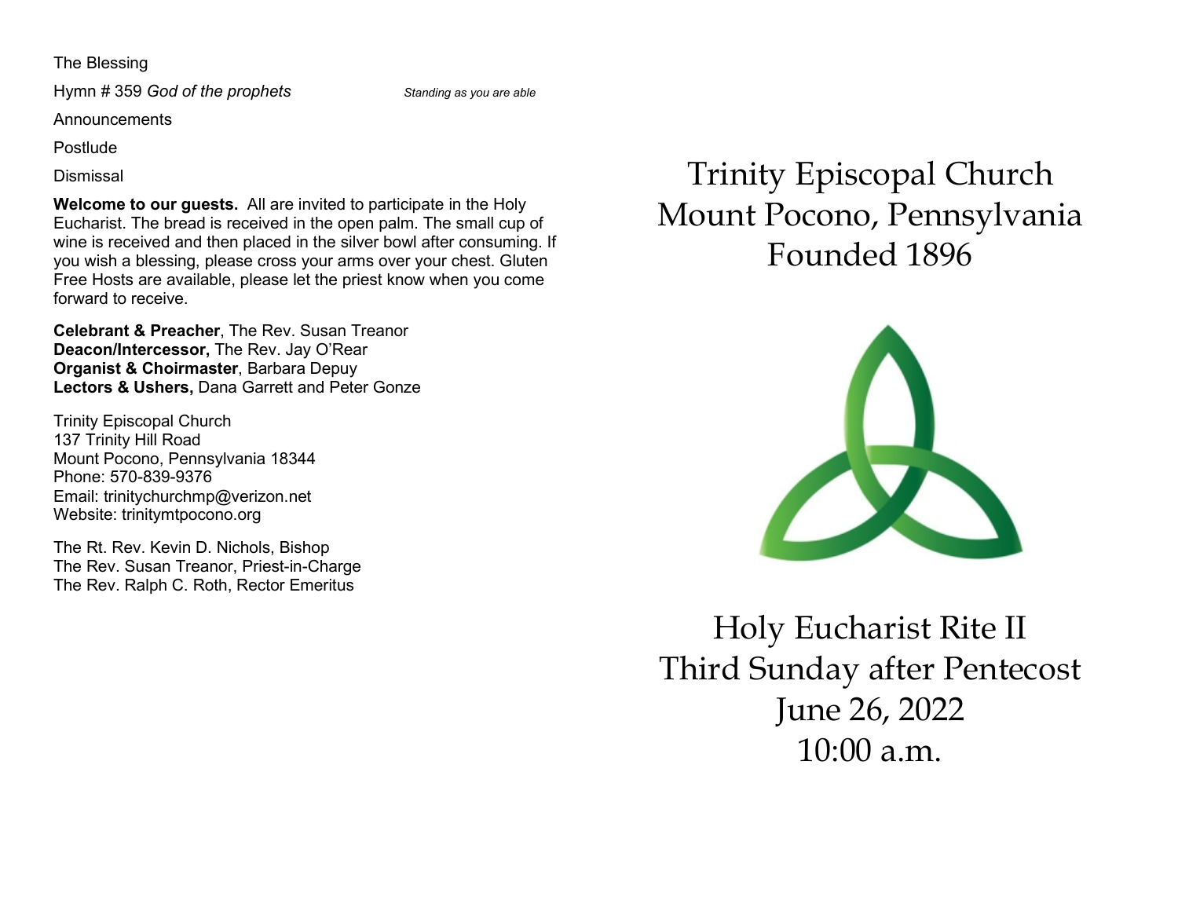The Blessing

Hymn # 359 *God of the prophets* *Standing as you are able*

Announcements

Postlude

Dismissal

**Welcome to our guests.** All are invited to participate in the Holy Eucharist. The bread is received in the open palm. The small cup of wine is received and then placed in the silver bowl after consuming. If you wish a blessing, please cross your arms over your chest. Gluten Free Hosts are available, please let the priest know when you come forward to receive.

**Celebrant & Preacher**, The Rev. Susan Treanor
**Deacon/Intercessor,** The Rev. Jay O'Rear
**Organist & Choirmaster**, Barbara Depuy
**Lectors & Ushers,** Dana Garrett and Peter Gonze

Trinity Episcopal Church
137 Trinity Hill Road
Mount Pocono, Pennsylvania 18344
Phone: 570-839-9376
Email: trinitychurchmp@verizon.net
Website: trinitymtpocono.org

The Rt. Rev. Kevin D. Nichols, Bishop
The Rev. Susan Treanor, Priest-in-Charge
The Rev. Ralph C. Roth, Rector Emeritus

# Trinity Episcopal Church
# Mount Pocono, Pennsylvania
# Founded 1896

## Holy Eucharist Rite II
## Third Sunday after Pentecost
## June 26, 2022
## 10:00 a.m.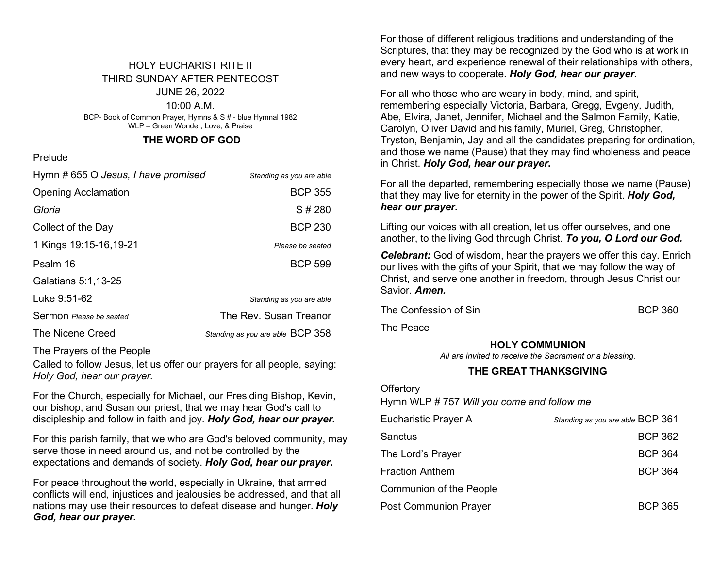HOLY EUCHARIST RITE II
THIRD SUNDAY AFTER PENTECOST
JUNE 26, 2022
10:00 A.M.

BCP- Book of Common Prayer, Hymns & S # - blue Hymnal 1982
WLP – Green Wonder, Love, & Praise

## THE WORD OF GOD

Prelude

Hymn # 655 O *Jesus, I have promised* — *Standing as you are able*

Opening Acclamation — BCP 355

*Gloria* — S # 280

Collect of the Day — BCP 230

1 Kings 19:15-16,19-21 — *Please be seated*

Psalm 16 — BCP 599

Galatians 5:1,13-25

Luke 9:51-62 — *Standing as you are able*

Sermon *Please be seated* — The Rev. Susan Treanor

The Nicene Creed — *Standing as you are able* BCP 358

The Prayers of the People

Called to follow Jesus, let us offer our prayers for all people, saying: *Holy God, hear our prayer.*

For the Church, especially for Michael, our Presiding Bishop, Kevin, our bishop, and Susan our priest, that we may hear God's call to discipleship and follow in faith and joy. ***Holy God, hear our prayer.***

For this parish family, that we who are God's beloved community, may serve those in need around us, and not be controlled by the expectations and demands of society. ***Holy God, hear our prayer.***

For peace throughout the world, especially in Ukraine, that armed conflicts will end, injustices and jealousies be addressed, and that all nations may use their resources to defeat disease and hunger. ***Holy God, hear our prayer.***

For those of different religious traditions and understanding of the Scriptures, that they may be recognized by the God who is at work in every heart, and experience renewal of their relationships with others, and new ways to cooperate. ***Holy God, hear our prayer.***

For all who those who are weary in body, mind, and spirit, remembering especially Victoria, Barbara, Gregg, Evgeny, Judith, Abe, Elvira, Janet, Jennifer, Michael and the Salmon Family, Katie, Carolyn, Oliver David and his family, Muriel, Greg, Christopher, Tryston, Benjamin, Jay and all the candidates preparing for ordination, and those we name (Pause) that they may find wholeness and peace in Christ. ***Holy God, hear our prayer.***

For all the departed, remembering especially those we name (Pause) that they may live for eternity in the power of the Spirit. ***Holy God, hear our prayer.***

Lifting our voices with all creation, let us offer ourselves, and one another, to the living God through Christ. ***To you, O Lord our God.***

***Celebrant:*** God of wisdom, hear the prayers we offer this day. Enrich our lives with the gifts of your Spirit, that we may follow the way of Christ, and serve one another in freedom, through Jesus Christ our Savior. ***Amen.***

The Confession of Sin — BCP 360

The Peace

## HOLY COMMUNION

*All are invited to receive the Sacrament or a blessing.*

## THE GREAT THANKSGIVING

Offertory

Hymn WLP # 757 *Will you come and follow me*

Eucharistic Prayer A — *Standing as you are able* BCP 361

Sanctus — BCP 362

The Lord's Prayer — BCP 364

Fraction Anthem — BCP 364

Communion of the People

Post Communion Prayer — BCP 365